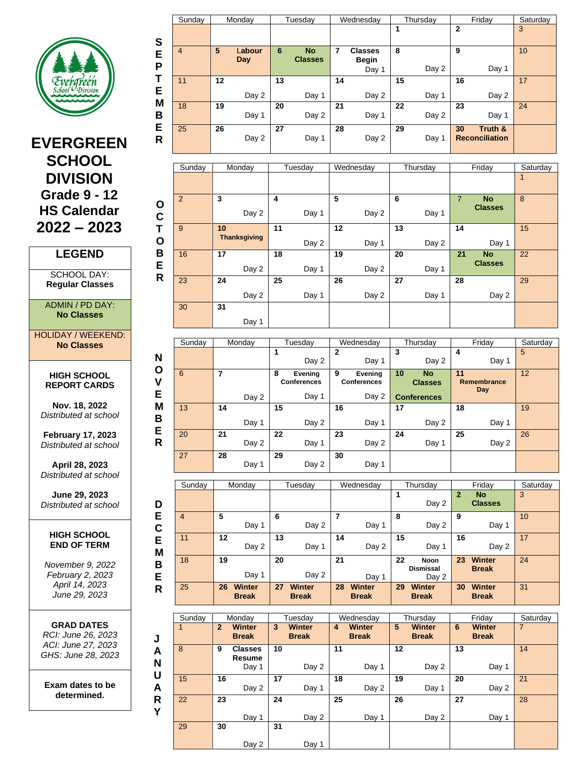# EVERGREEN SCHOOL DIVISION

## Grade 9 - 12 HS Calendar 2022 – 2023

### LEGEND

- SCHOOL DAY: **Regular Classes**
- ADMIN / PD DAY: **No Classes**
- HOLIDAY / WEEKEND: **No Classes**

**HIGH SCHOOL REPORT CARDS**

**Nov. 18, 2022**
*Distributed at school*

**February 17, 2023**
*Distributed at school*

**April 28, 2023**
*Distributed at school*

**June 29, 2023**
*Distributed at school*

**HIGH SCHOOL END OF TERM**

*November 9, 2022*
*February 2, 2023*
*April 14, 2023*
*June 29, 2023*

**GRAD DATES**

*RCI: June 26, 2023*
*ACI: June 27, 2023*
*GHS: June 28, 2023*

**Exam dates to be determined.**

## SEPTEMBER

| Sunday | Monday | Tuesday | Wednesday | Thursday | Friday | Saturday |
|---|---|---|---|---|---|---|
| | | | | 1 | 2 | 3 |
| 4 | 5 Labour Day | 6 No Classes | 7 Classes Begin Day 1 | 8 Day 2 | 9 Day 1 | 10 |
| 11 | 12 Day 2 | 13 Day 1 | 14 Day 2 | 15 Day 1 | 16 Day 2 | 17 |
| 18 | 19 Day 1 | 20 Day 2 | 21 Day 1 | 22 Day 2 | 23 Day 1 | 24 |
| 25 | 26 Day 2 | 27 Day 1 | 28 Day 2 | 29 Day 1 | 30 Truth & Reconciliation | |

## OCTOBER

| Sunday | Monday | Tuesday | Wednesday | Thursday | Friday | Saturday |
|---|---|---|---|---|---|---|
| | | | | | | 1 |
| 2 | 3 Day 2 | 4 Day 1 | 5 Day 2 | 6 Day 1 | 7 No Classes | 8 |
| 9 | 10 Thanksgiving | 11 Day 2 | 12 Day 1 | 13 Day 2 | 14 Day 1 | 15 |
| 16 | 17 Day 2 | 18 Day 1 | 19 Day 2 | 20 Day 1 | 21 No Classes | 22 |
| 23 | 24 Day 2 | 25 Day 1 | 26 Day 2 | 27 Day 1 | 28 Day 2 | 29 |
| 30 | 31 Day 1 | | | | | |

## NOVEMBER

| Sunday | Monday | Tuesday | Wednesday | Thursday | Friday | Saturday |
|---|---|---|---|---|---|---|
| | | 1 Day 2 | 2 Day 1 | 3 Day 2 | 4 Day 1 | 5 |
| 6 | 7 Day 2 | 8 Evening Conferences Day 1 | 9 Evening Conferences Day 2 | 10 No Classes Conferences | 11 Remembrance Day | 12 |
| 13 | 14 Day 1 | 15 Day 2 | 16 Day 1 | 17 Day 2 | 18 Day 1 | 19 |
| 20 | 21 Day 2 | 22 Day 1 | 23 Day 2 | 24 Day 1 | 25 Day 2 | 26 |
| 27 | 28 Day 1 | 29 Day 2 | 30 Day 1 | | | |

## DECEMBER

| Sunday | Monday | Tuesday | Wednesday | Thursday | Friday | Saturday |
|---|---|---|---|---|---|---|
| | | | | 1 Day 2 | 2 No Classes | 3 |
| 4 | 5 Day 1 | 6 Day 2 | 7 Day 1 | 8 Day 2 | 9 Day 1 | 10 |
| 11 | 12 Day 2 | 13 Day 1 | 14 Day 2 | 15 Day 1 | 16 Day 2 | 17 |
| 18 | 19 Day 1 | 20 Day 2 | 21 Day 1 | 22 Noon Dismissal Day 2 | 23 Winter Break | 24 |
| 25 | 26 Winter Break | 27 Winter Break | 28 Winter Break | 29 Winter Break | 30 Winter Break | 31 |

## JANUARY

| Sunday | Monday | Tuesday | Wednesday | Thursday | Friday | Saturday |
|---|---|---|---|---|---|---|
| 1 | 2 Winter Break | 3 Winter Break | 4 Winter Break | 5 Winter Break | 6 Winter Break | 7 |
| 8 | 9 Classes Resume Day 1 | 10 Day 2 | 11 Day 1 | 12 Day 2 | 13 Day 1 | 14 |
| 15 | 16 Day 2 | 17 Day 1 | 18 Day 2 | 19 Day 1 | 20 Day 2 | 21 |
| 22 | 23 Day 1 | 24 Day 2 | 25 Day 1 | 26 Day 2 | 27 Day 1 | 28 |
| 29 | 30 Day 2 | 31 Day 1 | | | | |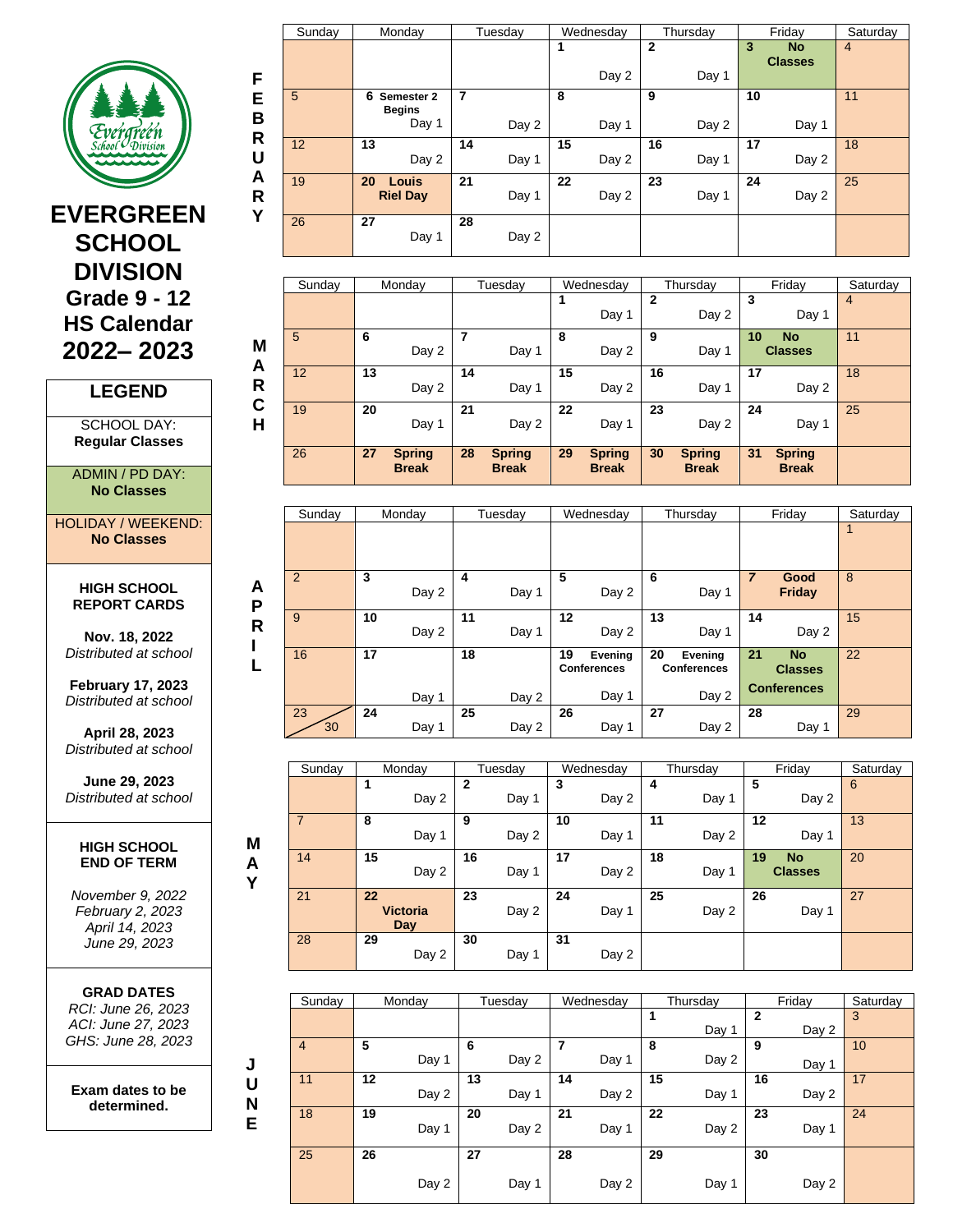# EVERGREEN SCHOOL DIVISION

## Grade 9 - 12 HS Calendar 2022– 2023

### LEGEND

SCHOOL DAY:
**Regular Classes**

ADMIN / PD DAY:
**No Classes**

HOLIDAY / WEEKEND:
**No Classes**

**HIGH SCHOOL REPORT CARDS**

**Nov. 18, 2022**
*Distributed at school*

**February 17, 2023**
*Distributed at school*

**April 28, 2023**
*Distributed at school*

**June 29, 2023**
*Distributed at school*

**HIGH SCHOOL END OF TERM**

*November 9, 2022*
*February 2, 2023*
*April 14, 2023*
*June 29, 2023*

**GRAD DATES**

*RCI: June 26, 2023*
*ACI: June 27, 2023*
*GHS: June 28, 2023*

**Exam dates to be determined.**

## FEBRUARY

| Sunday | Monday | Tuesday | Wednesday | Thursday | Friday | Saturday |
|---|---|---|---|---|---|---|
| | | | 1 Day 2 | 2 Day 1 | 3 **No Classes** | 4 |
| 5 | 6 **Semester 2 Begins** Day 1 | 7 Day 2 | 8 Day 1 | 9 Day 2 | 10 Day 1 | 11 |
| 12 | 13 Day 2 | 14 Day 1 | 15 Day 2 | 16 Day 1 | 17 Day 2 | 18 |
| 19 | 20 **Louis Riel Day** | 21 Day 1 | 22 Day 2 | 23 Day 1 | 24 Day 2 | 25 |
| 26 | 27 Day 1 | 28 Day 2 | | | | |

## MARCH

| Sunday | Monday | Tuesday | Wednesday | Thursday | Friday | Saturday |
|---|---|---|---|---|---|---|
| | | | 1 Day 1 | 2 Day 2 | 3 Day 1 | 4 |
| 5 | 6 Day 2 | 7 Day 1 | 8 Day 2 | 9 Day 1 | 10 **No Classes** | 11 |
| 12 | 13 Day 2 | 14 Day 1 | 15 Day 2 | 16 Day 1 | 17 Day 2 | 18 |
| 19 | 20 Day 1 | 21 Day 2 | 22 Day 1 | 23 Day 2 | 24 Day 1 | 25 |
| 26 | 27 **Spring Break** | 28 **Spring Break** | 29 **Spring Break** | 30 **Spring Break** | 31 **Spring Break** | |

## APRIL

| Sunday | Monday | Tuesday | Wednesday | Thursday | Friday | Saturday |
|---|---|---|---|---|---|---|
| | | | | | | 1 |
| 2 | 3 Day 2 | 4 Day 1 | 5 Day 2 | 6 Day 1 | 7 **Good Friday** | 8 |
| 9 | 10 Day 2 | 11 Day 1 | 12 Day 2 | 13 Day 1 | 14 Day 2 | 15 |
| 16 | 17 Day 1 | 18 Day 2 | 19 **Evening Conferences** Day 1 | 20 **Evening Conferences** Day 2 | 21 **No Classes Conferences** | 22 |
| 23 / 30 | 24 Day 1 | 25 Day 2 | 26 Day 1 | 27 Day 2 | 28 Day 1 | 29 |

## MAY

| Sunday | Monday | Tuesday | Wednesday | Thursday | Friday | Saturday |
|---|---|---|---|---|---|---|
| | 1 Day 2 | 2 Day 1 | 3 Day 2 | 4 Day 1 | 5 Day 2 | 6 |
| 7 | 8 Day 1 | 9 Day 2 | 10 Day 1 | 11 Day 2 | 12 Day 1 | 13 |
| 14 | 15 Day 2 | 16 Day 1 | 17 Day 2 | 18 Day 1 | 19 **No Classes** | 20 |
| 21 | 22 **Victoria Day** | 23 Day 2 | 24 Day 1 | 25 Day 2 | 26 Day 1 | 27 |
| 28 | 29 Day 2 | 30 Day 1 | 31 Day 2 | | | |

## JUNE

| Sunday | Monday | Tuesday | Wednesday | Thursday | Friday | Saturday |
|---|---|---|---|---|---|---|
| | | | | 1 Day 1 | 2 Day 2 | 3 |
| 4 | 5 Day 1 | 6 Day 2 | 7 Day 1 | 8 Day 2 | 9 Day 1 | 10 |
| 11 | 12 Day 2 | 13 Day 1 | 14 Day 2 | 15 Day 1 | 16 Day 2 | 17 |
| 18 | 19 Day 1 | 20 Day 2 | 21 Day 1 | 22 Day 2 | 23 Day 1 | 24 |
| 25 | 26 Day 2 | 27 Day 1 | 28 Day 2 | 29 Day 1 | 30 Day 2 | |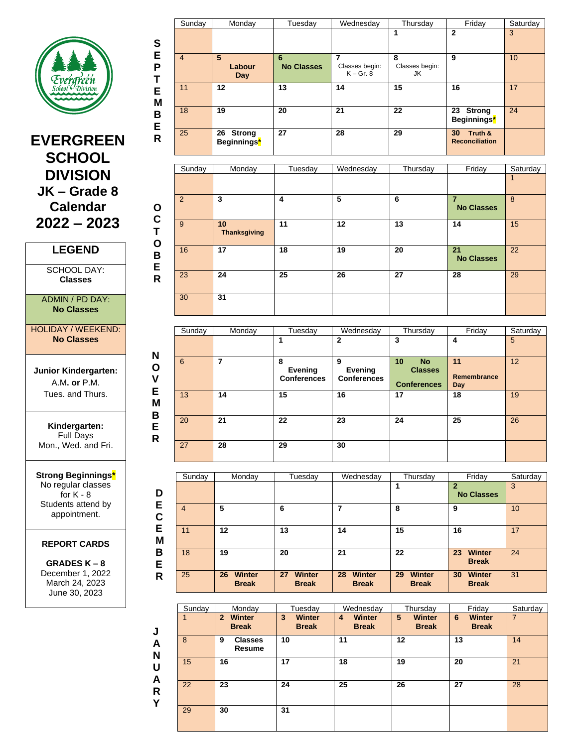# EVERGREEN SCHOOL DIVISION
## JK – Grade 8 Calendar 2022 – 2023

| LEGEND |
|---|
| SCHOOL DAY: **Classes** |
| ADMIN / PD DAY: **No Classes** |
| HOLIDAY / WEEKEND: **No Classes** |
| **Junior Kindergarten:** A.M. **or** P.M. Tues. and Thurs. |
| **Kindergarten:** Full Days Mon., Wed. and Fri. |
| **Strong Beginnings*** No regular classes for K - 8 Students attend by appointment. |
| **REPORT CARDS** **GRADES K – 8** December 1, 2022 March 24, 2023 June 30, 2023 |

### SEPTEMBER

| Sunday | Monday | Tuesday | Wednesday | Thursday | Friday | Saturday |
|---|---|---|---|---|---|---|
| | | | | 1 | 2 | 3 |
| 4 | 5 Labour Day | 6 No Classes | 7 Classes begin: K – Gr. 8 | 8 Classes begin: JK | 9 | 10 |
| 11 | 12 | 13 | 14 | 15 | 16 | 17 |
| 18 | 19 | 20 | 21 | 22 | 23 Strong Beginnings* | 24 |
| 25 | 26 Strong Beginnings* | 27 | 28 | 29 | 30 Truth & Reconciliation | |

### OCTOBER

| Sunday | Monday | Tuesday | Wednesday | Thursday | Friday | Saturday |
|---|---|---|---|---|---|---|
| | | | | | | 1 |
| 2 | 3 | 4 | 5 | 6 | 7 No Classes | 8 |
| 9 | 10 Thanksgiving | 11 | 12 | 13 | 14 | 15 |
| 16 | 17 | 18 | 19 | 20 | 21 No Classes | 22 |
| 23 | 24 | 25 | 26 | 27 | 28 | 29 |
| 30 | 31 | | | | | |

### NOVEMBER

| Sunday | Monday | Tuesday | Wednesday | Thursday | Friday | Saturday |
|---|---|---|---|---|---|---|
| | | 1 | 2 | 3 | 4 | 5 |
| 6 | 7 | 8 Evening Conferences | 9 Evening Conferences | 10 No Classes Conferences | 11 Remembrance Day | 12 |
| 13 | 14 | 15 | 16 | 17 | 18 | 19 |
| 20 | 21 | 22 | 23 | 24 | 25 | 26 |
| 27 | 28 | 29 | 30 | | | |

### DECEMBER

| Sunday | Monday | Tuesday | Wednesday | Thursday | Friday | Saturday |
|---|---|---|---|---|---|---|
| | | | | 1 | 2 No Classes | 3 |
| 4 | 5 | 6 | 7 | 8 | 9 | 10 |
| 11 | 12 | 13 | 14 | 15 | 16 | 17 |
| 18 | 19 | 20 | 21 | 22 | 23 Winter Break | 24 |
| 25 | 26 Winter Break | 27 Winter Break | 28 Winter Break | 29 Winter Break | 30 Winter Break | 31 |

### JANUARY

| Sunday | Monday | Tuesday | Wednesday | Thursday | Friday | Saturday |
|---|---|---|---|---|---|---|
| 1 | 2 Winter Break | 3 Winter Break | 4 Winter Break | 5 Winter Break | 6 Winter Break | 7 |
| 8 | 9 Classes Resume | 10 | 11 | 12 | 13 | 14 |
| 15 | 16 | 17 | 18 | 19 | 20 | 21 |
| 22 | 23 | 24 | 25 | 26 | 27 | 28 |
| 29 | 30 | 31 | | | | |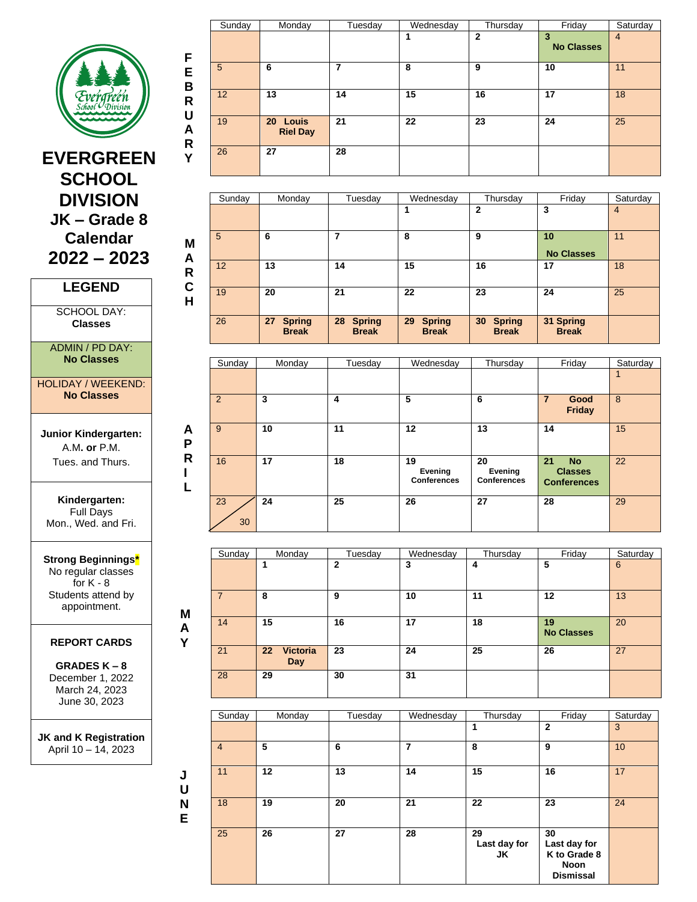# EVERGREEN SCHOOL DIVISION

## JK – Grade 8 Calendar 2022 – 2023

### LEGEND

| LEGEND |
|---|
| SCHOOL DAY: **Classes** |
| ADMIN / PD DAY: **No Classes** |
| HOLIDAY / WEEKEND: **No Classes** |
| **Junior Kindergarten:** A.M. **or** P.M. Tues. and Thurs. |
| **Kindergarten:** Full Days Mon., Wed. and Fri. |
| **Strong Beginnings*** No regular classes for K - 8 Students attend by appointment. |
| **REPORT CARDS** **GRADES K – 8** December 1, 2022 March 24, 2023 June 30, 2023 |
| **JK and K Registration** April 10 – 14, 2023 |

### FEBRUARY

| Sunday | Monday | Tuesday | Wednesday | Thursday | Friday | Saturday |
|---|---|---|---|---|---|---|
| | | | 1 | 2 | 3 No Classes | 4 |
| 5 | 6 | 7 | 8 | 9 | 10 | 11 |
| 12 | 13 | 14 | 15 | 16 | 17 | 18 |
| 19 | 20 Louis Riel Day | 21 | 22 | 23 | 24 | 25 |
| 26 | 27 | 28 | | | | |

### MARCH

| Sunday | Monday | Tuesday | Wednesday | Thursday | Friday | Saturday |
|---|---|---|---|---|---|---|
| | | | 1 | 2 | 3 | 4 |
| 5 | 6 | 7 | 8 | 9 | 10 No Classes | 11 |
| 12 | 13 | 14 | 15 | 16 | 17 | 18 |
| 19 | 20 | 21 | 22 | 23 | 24 | 25 |
| 26 | 27 Spring Break | 28 Spring Break | 29 Spring Break | 30 Spring Break | 31 Spring Break | |

### APRIL

| Sunday | Monday | Tuesday | Wednesday | Thursday | Friday | Saturday |
|---|---|---|---|---|---|---|
| | | | | | | 1 |
| 2 | 3 | 4 | 5 | 6 | 7 Good Friday | 8 |
| 9 | 10 | 11 | 12 | 13 | 14 | 15 |
| 16 | 17 | 18 | 19 Evening Conferences | 20 Evening Conferences | 21 No Classes Conferences | 22 |
| 23 / 30 | 24 | 25 | 26 | 27 | 28 | 29 |

### MAY

| Sunday | Monday | Tuesday | Wednesday | Thursday | Friday | Saturday |
|---|---|---|---|---|---|---|
| | 1 | 2 | 3 | 4 | 5 | 6 |
| 7 | 8 | 9 | 10 | 11 | 12 | 13 |
| 14 | 15 | 16 | 17 | 18 | 19 No Classes | 20 |
| 21 | 22 Victoria Day | 23 | 24 | 25 | 26 | 27 |
| 28 | 29 | 30 | 31 | | | |

### JUNE

| Sunday | Monday | Tuesday | Wednesday | Thursday | Friday | Saturday |
|---|---|---|---|---|---|---|
| | | | | 1 | 2 | 3 |
| 4 | 5 | 6 | 7 | 8 | 9 | 10 |
| 11 | 12 | 13 | 14 | 15 | 16 | 17 |
| 18 | 19 | 20 | 21 | 22 | 23 | 24 |
| 25 | 26 | 27 | 28 | 29 Last day for JK | 30 Last day for K to Grade 8 Noon Dismissal | |